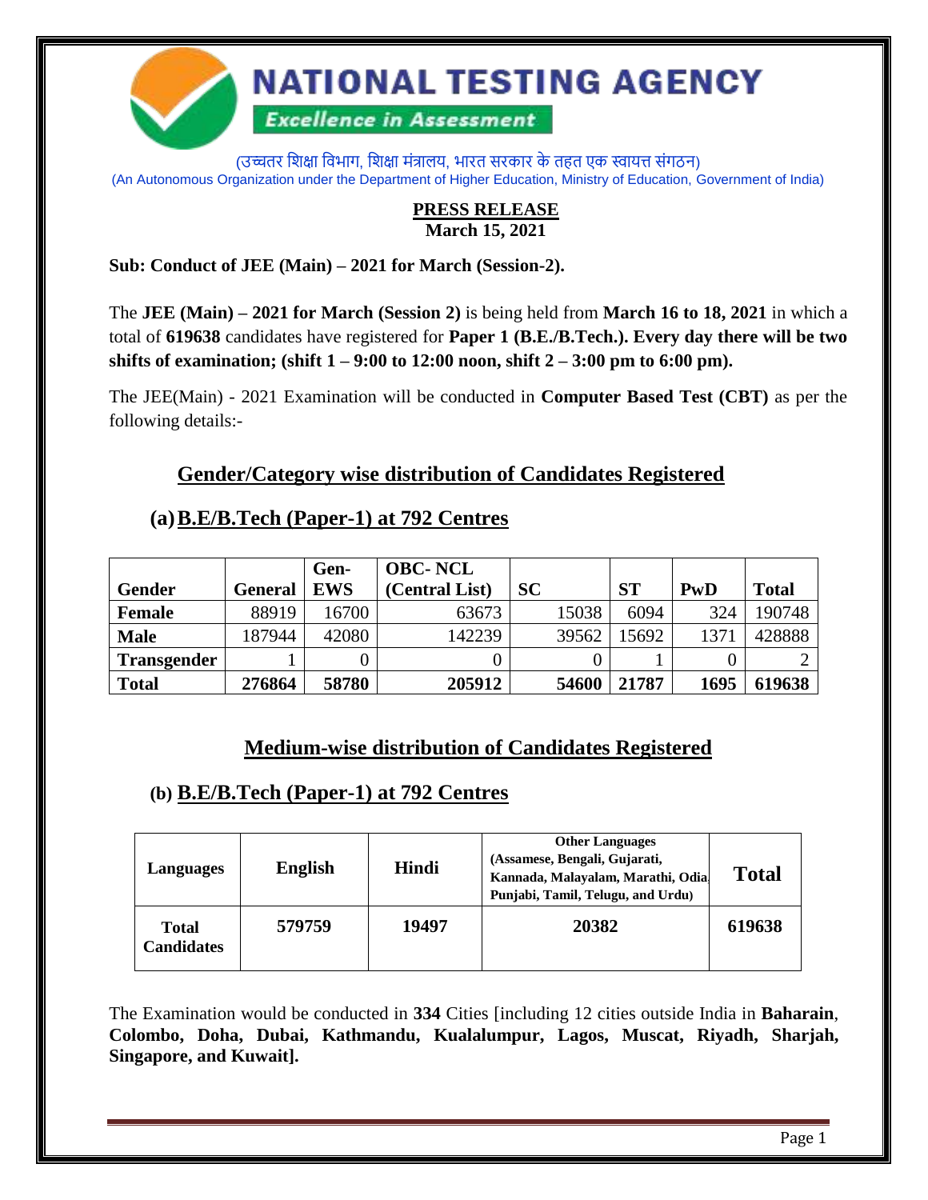# NATIONAL TESTING AGENCY

**Excellence in Assessment**

(उच्चतर शिक्षा विभाग, शिक्षा मंत्रालय, भारत सरकार के तहत एक स्वायत्त संगठन)
(An Autonomous Organization under the Department of Higher Education, Ministry of Education, Government of India)

**PRESS RELEASE**
**March 15, 2021**

**Sub: Conduct of JEE (Main) – 2021 for March (Session-2).**

The **JEE (Main) – 2021 for March (Session 2)** is being held from **March 16 to 18, 2021** in which a total of **619638** candidates have registered for **Paper 1 (B.E./B.Tech.). Every day there will be two shifts of examination; (shift 1 – 9:00 to 12:00 noon, shift 2 – 3:00 pm to 6:00 pm).**

The JEE(Main) - 2021 Examination will be conducted in **Computer Based Test (CBT)** as per the following details:-

## Gender/Category wise distribution of Candidates Registered

### (a) B.E/B.Tech (Paper-1) at 792 Centres

| Gender | General | Gen-EWS | OBC- NCL (Central List) | SC | ST | PwD | Total |
|---|---|---|---|---|---|---|---|
| **Female** | 88919 | 16700 | 63673 | 15038 | 6094 | 324 | 190748 |
| **Male** | 187944 | 42080 | 142239 | 39562 | 15692 | 1371 | 428888 |
| **Transgender** | 1 | 0 | 0 | 0 | 1 | 0 | 2 |
| **Total** | **276864** | **58780** | **205912** | **54600** | **21787** | **1695** | **619638** |

## Medium-wise distribution of Candidates Registered

### (b) B.E/B.Tech (Paper-1) at 792 Centres

| Languages | English | Hindi | Other Languages (Assamese, Bengali, Gujarati, Kannada, Malayalam, Marathi, Odia, Punjabi, Tamil, Telugu, and Urdu) | Total |
|---|---|---|---|---|
| **Total Candidates** | **579759** | **19497** | **20382** | **619638** |

The Examination would be conducted in **334** Cities [including 12 cities outside India in **Baharain**, **Colombo, Doha, Dubai, Kathmandu, Kualalumpur, Lagos, Muscat, Riyadh, Sharjah, Singapore, and Kuwait].**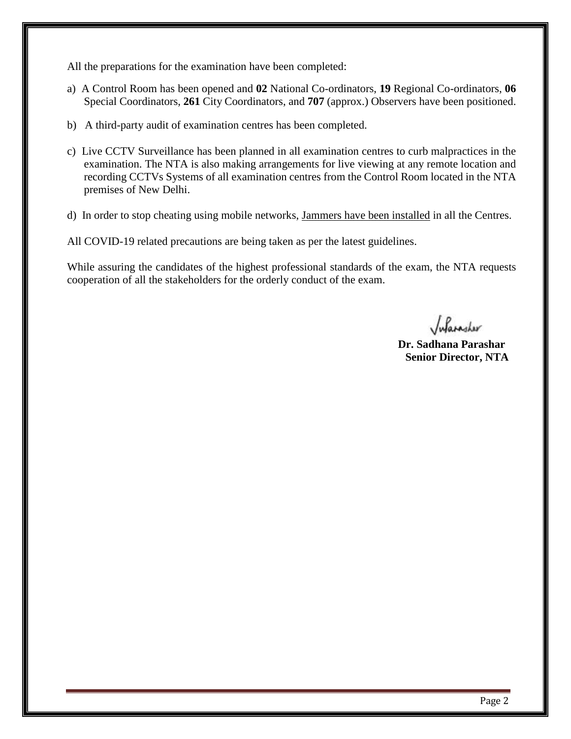All the preparations for the examination have been completed:

a) A Control Room has been opened and **02** National Co-ordinators, **19** Regional Co-ordinators, **06** Special Coordinators, **261** City Coordinators, and **707** (approx.) Observers have been positioned.

b) A third-party audit of examination centres has been completed.

c) Live CCTV Surveillance has been planned in all examination centres to curb malpractices in the examination. The NTA is also making arrangements for live viewing at any remote location and recording CCTVs Systems of all examination centres from the Control Room located in the NTA premises of New Delhi.

d) In order to stop cheating using mobile networks, Jammers have been installed in all the Centres.

All COVID-19 related precautions are being taken as per the latest guidelines.

While assuring the candidates of the highest professional standards of the exam, the NTA requests cooperation of all the stakeholders for the orderly conduct of the exam.

**Dr. Sadhana Parashar**
**Senior Director, NTA**